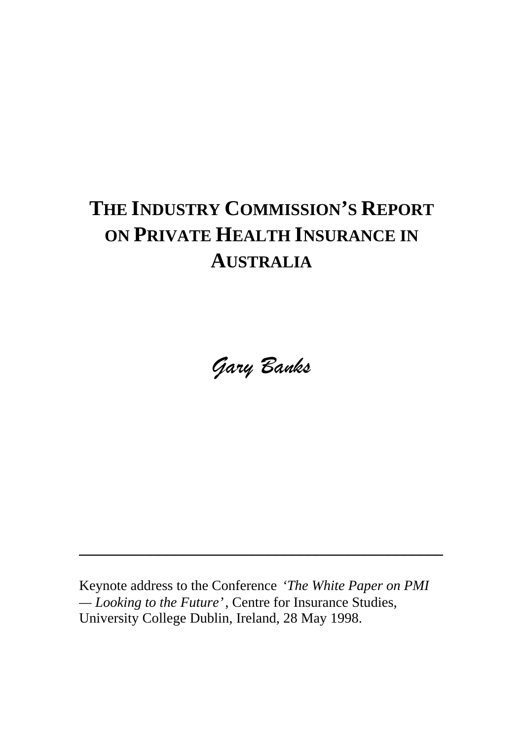# The Industry Commission's Report on Private Health Insurance in Australia

*Gary Banks*

---

Keynote address to the Conference *'The White Paper on PMI — Looking to the Future'*, Centre for Insurance Studies, University College Dublin, Ireland, 28 May 1998.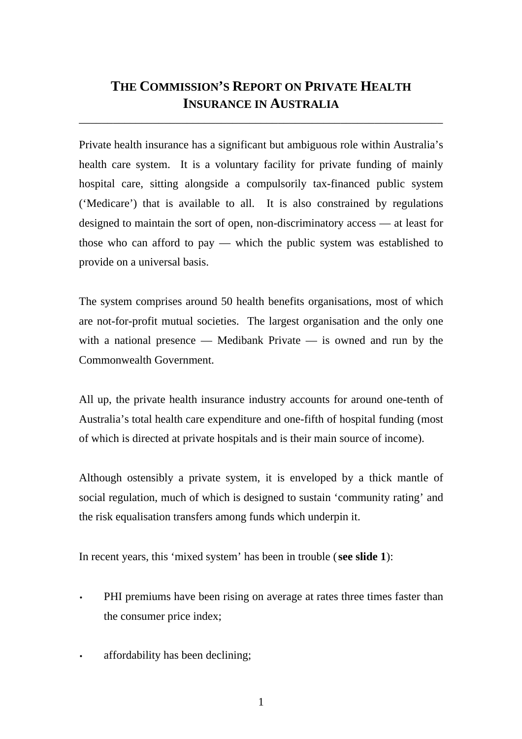# The Commission's Report on Private Health Insurance in Australia

---

Private health insurance has a significant but ambiguous role within Australia's health care system. It is a voluntary facility for private funding of mainly hospital care, sitting alongside a compulsorily tax-financed public system ('Medicare') that is available to all. It is also constrained by regulations designed to maintain the sort of open, non-discriminatory access — at least for those who can afford to pay — which the public system was established to provide on a universal basis.

The system comprises around 50 health benefits organisations, most of which are not-for-profit mutual societies. The largest organisation and the only one with a national presence — Medibank Private — is owned and run by the Commonwealth Government.

All up, the private health insurance industry accounts for around one-tenth of Australia's total health care expenditure and one-fifth of hospital funding (most of which is directed at private hospitals and is their main source of income).

Although ostensibly a private system, it is enveloped by a thick mantle of social regulation, much of which is designed to sustain 'community rating' and the risk equalisation transfers among funds which underpin it.

In recent years, this 'mixed system' has been in trouble (**see slide 1**):

- PHI premiums have been rising on average at rates three times faster than the consumer price index;
- affordability has been declining;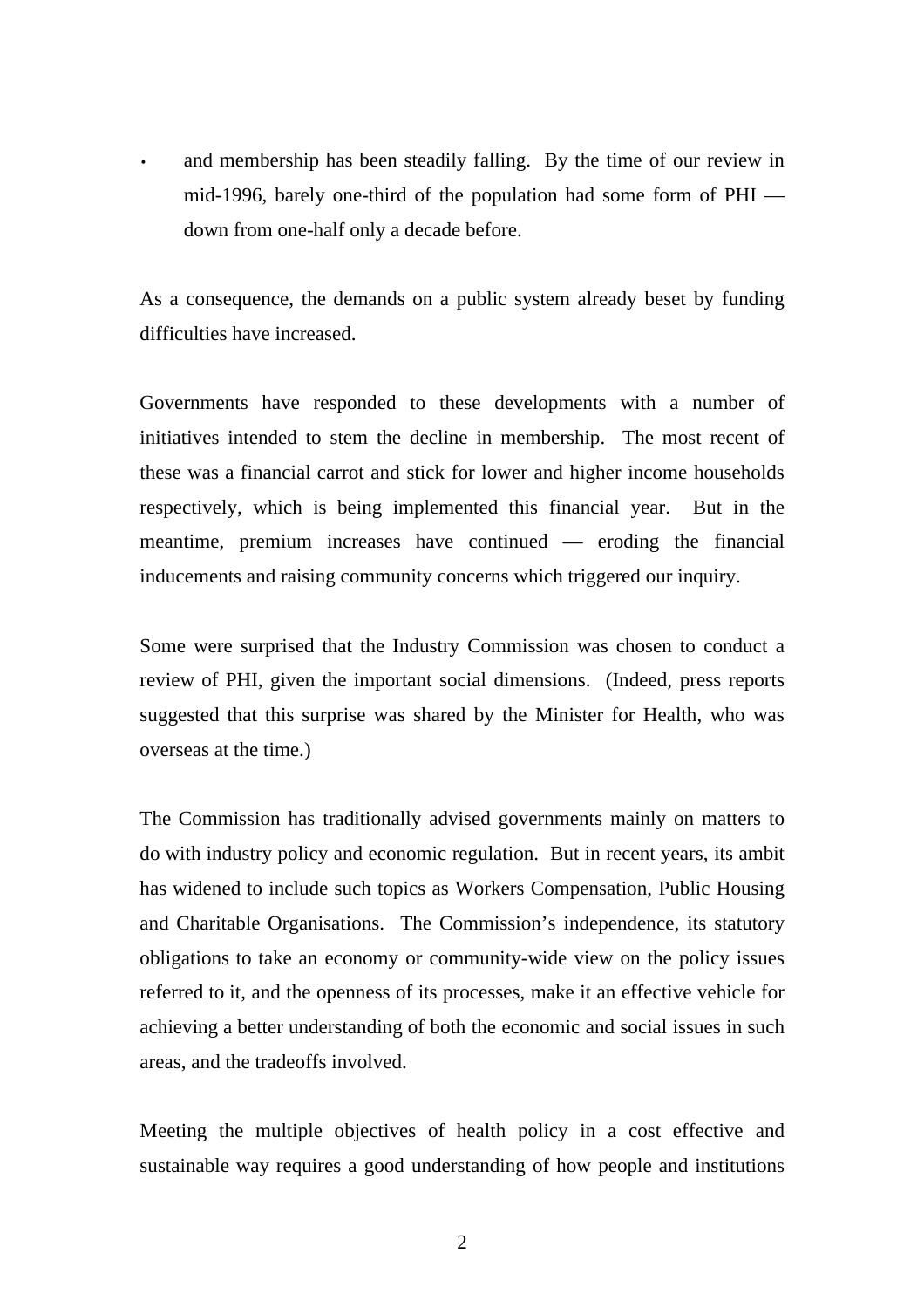- and membership has been steadily falling. By the time of our review in mid-1996, barely one-third of the population had some form of PHI — down from one-half only a decade before.

As a consequence, the demands on a public system already beset by funding difficulties have increased.

Governments have responded to these developments with a number of initiatives intended to stem the decline in membership. The most recent of these was a financial carrot and stick for lower and higher income households respectively, which is being implemented this financial year. But in the meantime, premium increases have continued — eroding the financial inducements and raising community concerns which triggered our inquiry.

Some were surprised that the Industry Commission was chosen to conduct a review of PHI, given the important social dimensions. (Indeed, press reports suggested that this surprise was shared by the Minister for Health, who was overseas at the time.)

The Commission has traditionally advised governments mainly on matters to do with industry policy and economic regulation. But in recent years, its ambit has widened to include such topics as Workers Compensation, Public Housing and Charitable Organisations. The Commission's independence, its statutory obligations to take an economy or community-wide view on the policy issues referred to it, and the openness of its processes, make it an effective vehicle for achieving a better understanding of both the economic and social issues in such areas, and the tradeoffs involved.

Meeting the multiple objectives of health policy in a cost effective and sustainable way requires a good understanding of how people and institutions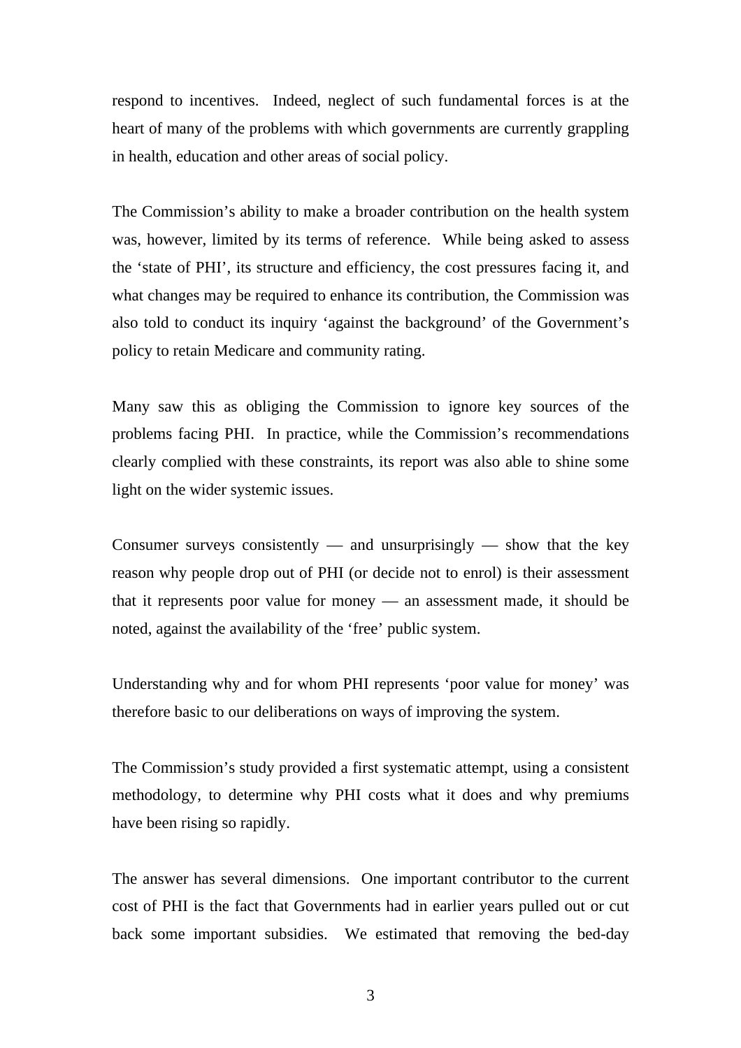respond to incentives. Indeed, neglect of such fundamental forces is at the heart of many of the problems with which governments are currently grappling in health, education and other areas of social policy.

The Commission's ability to make a broader contribution on the health system was, however, limited by its terms of reference. While being asked to assess the 'state of PHI', its structure and efficiency, the cost pressures facing it, and what changes may be required to enhance its contribution, the Commission was also told to conduct its inquiry 'against the background' of the Government's policy to retain Medicare and community rating.

Many saw this as obliging the Commission to ignore key sources of the problems facing PHI. In practice, while the Commission's recommendations clearly complied with these constraints, its report was also able to shine some light on the wider systemic issues.

Consumer surveys consistently — and unsurprisingly — show that the key reason why people drop out of PHI (or decide not to enrol) is their assessment that it represents poor value for money — an assessment made, it should be noted, against the availability of the 'free' public system.

Understanding why and for whom PHI represents 'poor value for money' was therefore basic to our deliberations on ways of improving the system.

The Commission's study provided a first systematic attempt, using a consistent methodology, to determine why PHI costs what it does and why premiums have been rising so rapidly.

The answer has several dimensions. One important contributor to the current cost of PHI is the fact that Governments had in earlier years pulled out or cut back some important subsidies. We estimated that removing the bed-day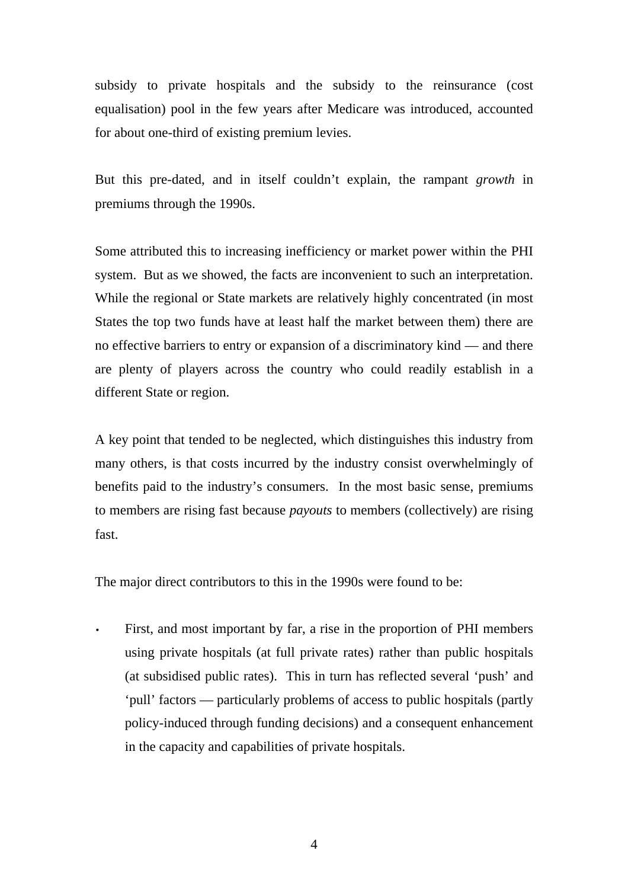subsidy to private hospitals and the subsidy to the reinsurance (cost equalisation) pool in the few years after Medicare was introduced, accounted for about one-third of existing premium levies.

But this pre-dated, and in itself couldn't explain, the rampant *growth* in premiums through the 1990s.

Some attributed this to increasing inefficiency or market power within the PHI system. But as we showed, the facts are inconvenient to such an interpretation. While the regional or State markets are relatively highly concentrated (in most States the top two funds have at least half the market between them) there are no effective barriers to entry or expansion of a discriminatory kind — and there are plenty of players across the country who could readily establish in a different State or region.

A key point that tended to be neglected, which distinguishes this industry from many others, is that costs incurred by the industry consist overwhelmingly of benefits paid to the industry's consumers. In the most basic sense, premiums to members are rising fast because *payouts* to members (collectively) are rising fast.

The major direct contributors to this in the 1990s were found to be:

- First, and most important by far, a rise in the proportion of PHI members using private hospitals (at full private rates) rather than public hospitals (at subsidised public rates). This in turn has reflected several 'push' and 'pull' factors — particularly problems of access to public hospitals (partly policy-induced through funding decisions) and a consequent enhancement in the capacity and capabilities of private hospitals.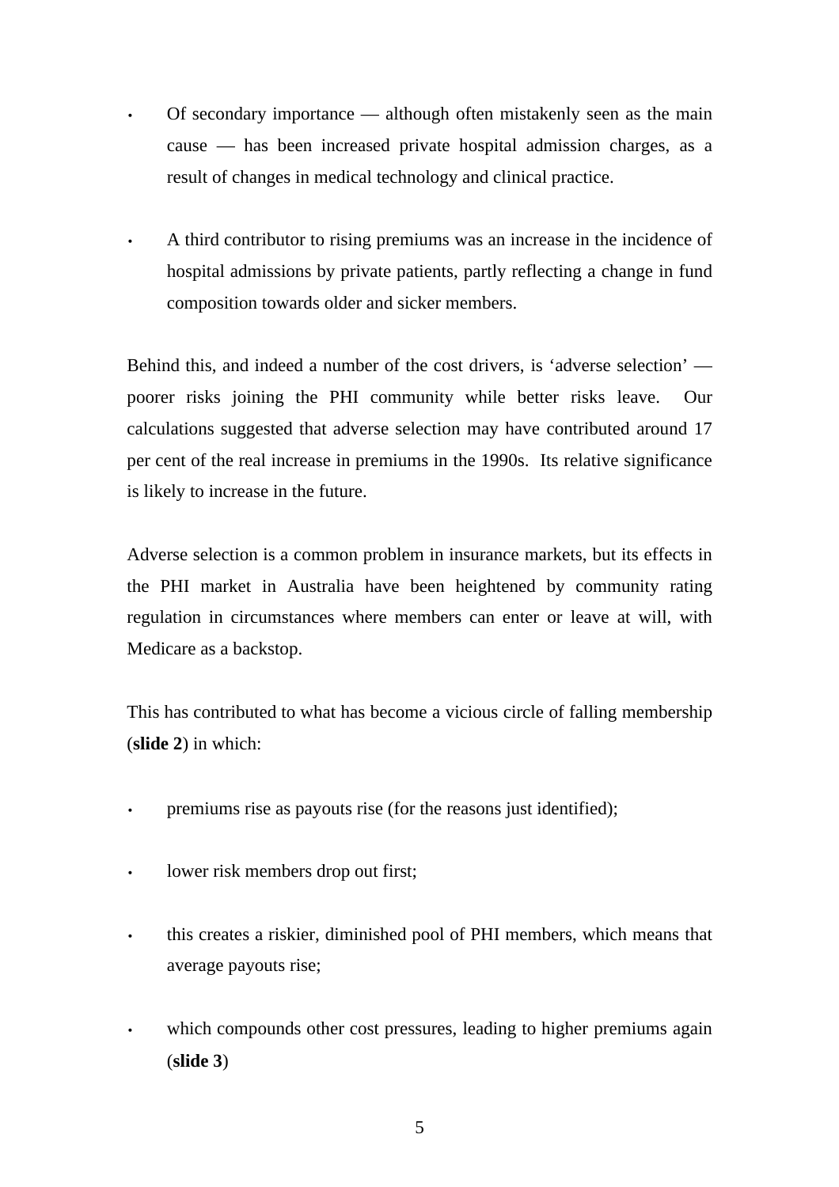- Of secondary importance — although often mistakenly seen as the main cause — has been increased private hospital admission charges, as a result of changes in medical technology and clinical practice.

- A third contributor to rising premiums was an increase in the incidence of hospital admissions by private patients, partly reflecting a change in fund composition towards older and sicker members.

Behind this, and indeed a number of the cost drivers, is 'adverse selection' — poorer risks joining the PHI community while better risks leave. Our calculations suggested that adverse selection may have contributed around 17 per cent of the real increase in premiums in the 1990s. Its relative significance is likely to increase in the future.

Adverse selection is a common problem in insurance markets, but its effects in the PHI market in Australia have been heightened by community rating regulation in circumstances where members can enter or leave at will, with Medicare as a backstop.

This has contributed to what has become a vicious circle of falling membership (**slide 2**) in which:

- premiums rise as payouts rise (for the reasons just identified);

- lower risk members drop out first;

- this creates a riskier, diminished pool of PHI members, which means that average payouts rise;

- which compounds other cost pressures, leading to higher premiums again (**slide 3**)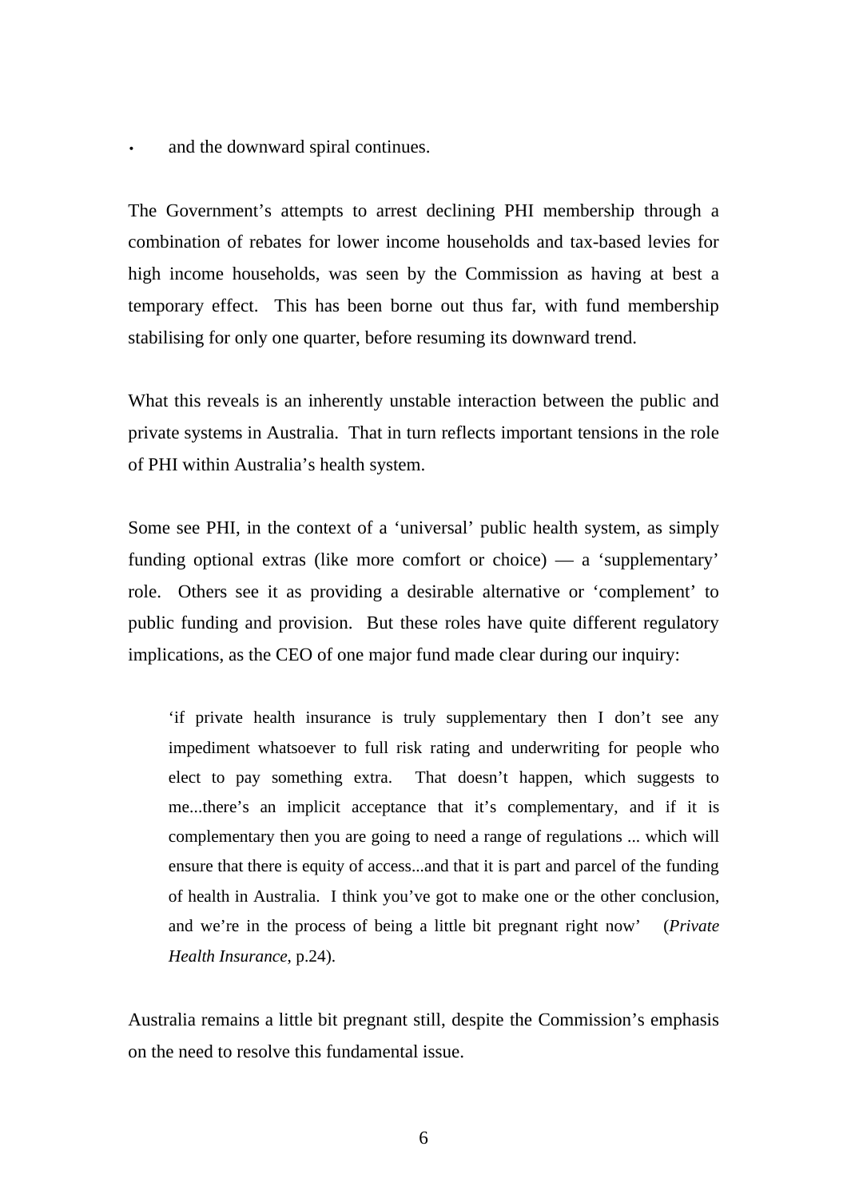- and the downward spiral continues.

The Government's attempts to arrest declining PHI membership through a combination of rebates for lower income households and tax-based levies for high income households, was seen by the Commission as having at best a temporary effect. This has been borne out thus far, with fund membership stabilising for only one quarter, before resuming its downward trend.

What this reveals is an inherently unstable interaction between the public and private systems in Australia. That in turn reflects important tensions in the role of PHI within Australia's health system.

Some see PHI, in the context of a 'universal' public health system, as simply funding optional extras (like more comfort or choice) — a 'supplementary' role. Others see it as providing a desirable alternative or 'complement' to public funding and provision. But these roles have quite different regulatory implications, as the CEO of one major fund made clear during our inquiry:

> 'if private health insurance is truly supplementary then I don't see any impediment whatsoever to full risk rating and underwriting for people who elect to pay something extra. That doesn't happen, which suggests to me...there's an implicit acceptance that it's complementary, and if it is complementary then you are going to need a range of regulations ... which will ensure that there is equity of access...and that it is part and parcel of the funding of health in Australia. I think you've got to make one or the other conclusion, and we're in the process of being a little bit pregnant right now' (*Private Health Insurance*, p.24).

Australia remains a little bit pregnant still, despite the Commission's emphasis on the need to resolve this fundamental issue.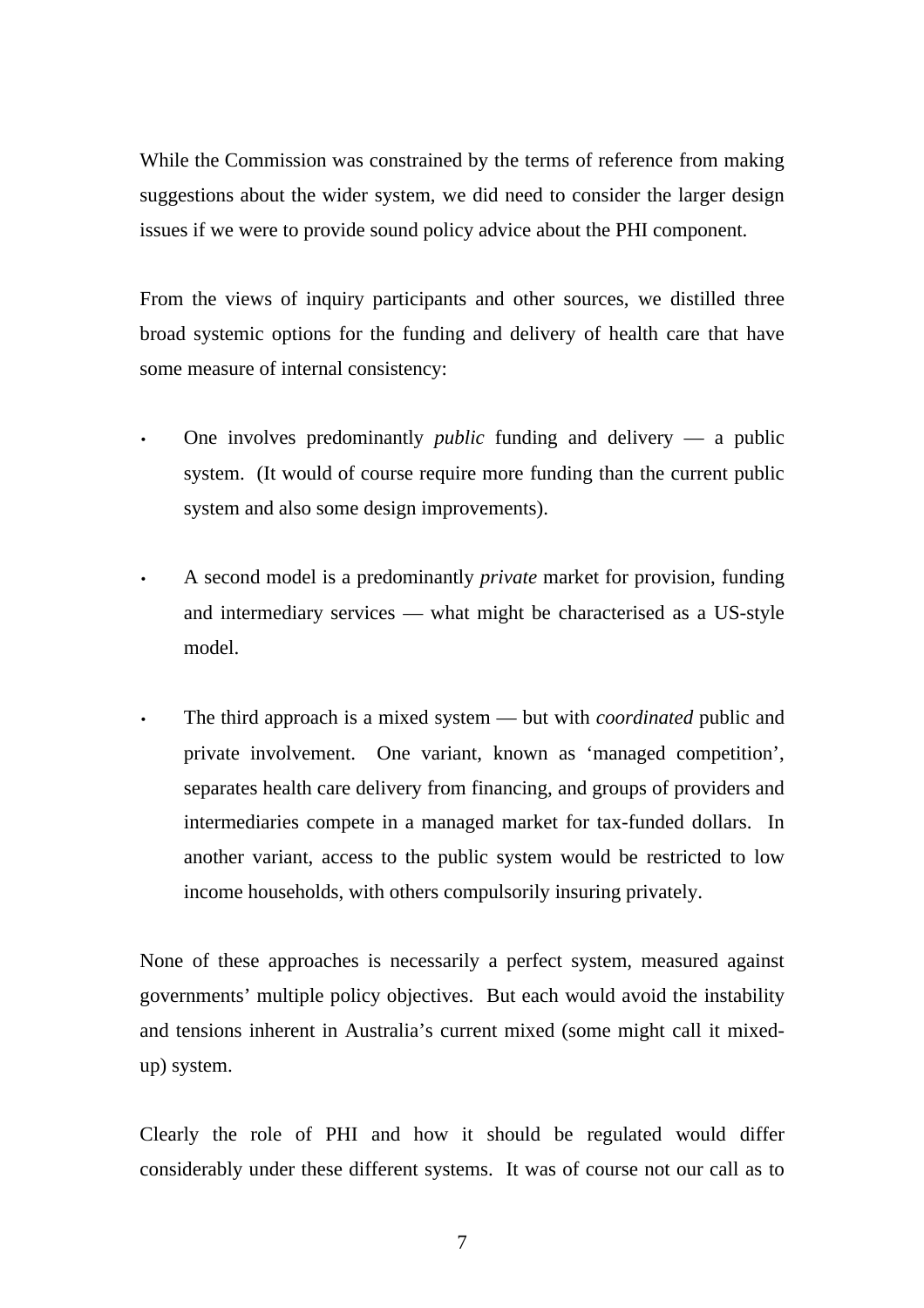While the Commission was constrained by the terms of reference from making suggestions about the wider system, we did need to consider the larger design issues if we were to provide sound policy advice about the PHI component.

From the views of inquiry participants and other sources, we distilled three broad systemic options for the funding and delivery of health care that have some measure of internal consistency:

- One involves predominantly *public* funding and delivery — a public system. (It would of course require more funding than the current public system and also some design improvements).

- A second model is a predominantly *private* market for provision, funding and intermediary services — what might be characterised as a US-style model.

- The third approach is a mixed system — but with *coordinated* public and private involvement. One variant, known as 'managed competition', separates health care delivery from financing, and groups of providers and intermediaries compete in a managed market for tax-funded dollars. In another variant, access to the public system would be restricted to low income households, with others compulsorily insuring privately.

None of these approaches is necessarily a perfect system, measured against governments' multiple policy objectives. But each would avoid the instability and tensions inherent in Australia's current mixed (some might call it mixed-up) system.

Clearly the role of PHI and how it should be regulated would differ considerably under these different systems. It was of course not our call as to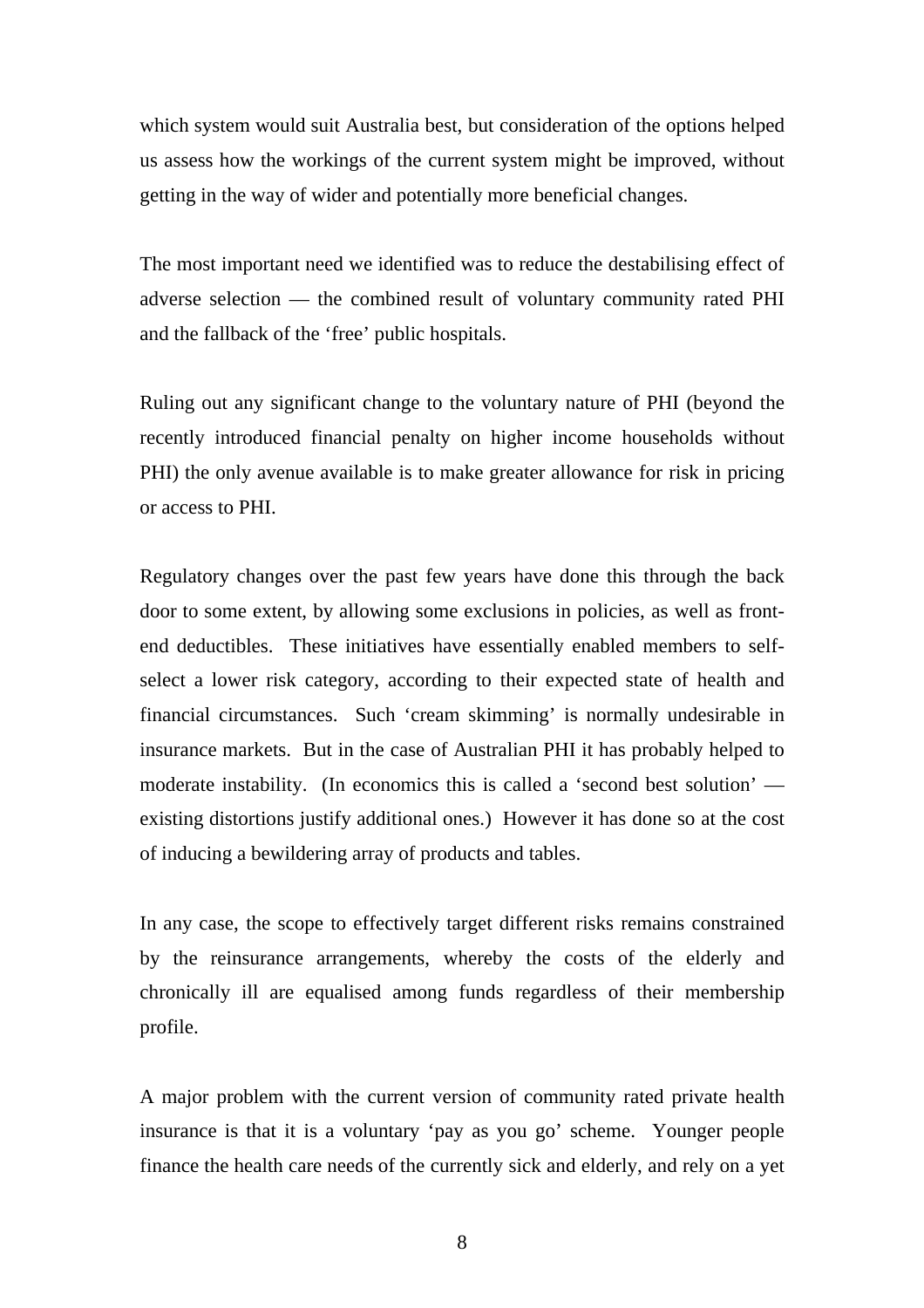which system would suit Australia best, but consideration of the options helped us assess how the workings of the current system might be improved, without getting in the way of wider and potentially more beneficial changes.

The most important need we identified was to reduce the destabilising effect of adverse selection — the combined result of voluntary community rated PHI and the fallback of the 'free' public hospitals.

Ruling out any significant change to the voluntary nature of PHI (beyond the recently introduced financial penalty on higher income households without PHI) the only avenue available is to make greater allowance for risk in pricing or access to PHI.

Regulatory changes over the past few years have done this through the back door to some extent, by allowing some exclusions in policies, as well as front-end deductibles. These initiatives have essentially enabled members to self-select a lower risk category, according to their expected state of health and financial circumstances. Such 'cream skimming' is normally undesirable in insurance markets. But in the case of Australian PHI it has probably helped to moderate instability. (In economics this is called a 'second best solution' — existing distortions justify additional ones.) However it has done so at the cost of inducing a bewildering array of products and tables.

In any case, the scope to effectively target different risks remains constrained by the reinsurance arrangements, whereby the costs of the elderly and chronically ill are equalised among funds regardless of their membership profile.

A major problem with the current version of community rated private health insurance is that it is a voluntary 'pay as you go' scheme. Younger people finance the health care needs of the currently sick and elderly, and rely on a yet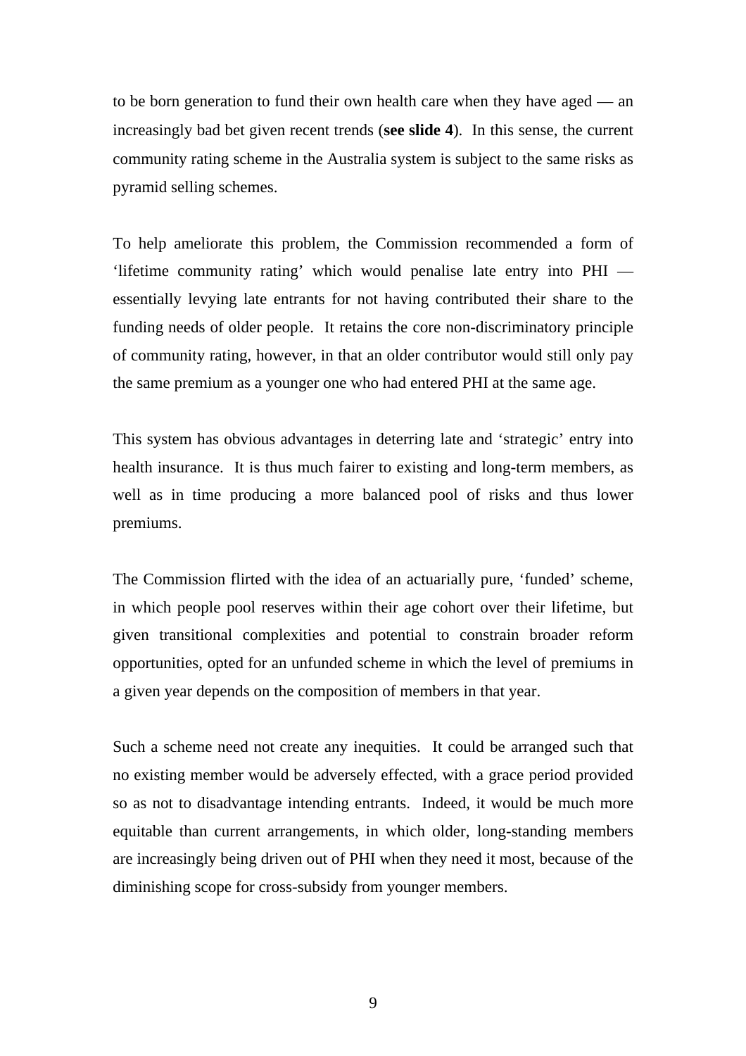to be born generation to fund their own health care when they have aged — an increasingly bad bet given recent trends (**see slide 4**). In this sense, the current community rating scheme in the Australia system is subject to the same risks as pyramid selling schemes.

To help ameliorate this problem, the Commission recommended a form of 'lifetime community rating' which would penalise late entry into PHI — essentially levying late entrants for not having contributed their share to the funding needs of older people. It retains the core non-discriminatory principle of community rating, however, in that an older contributor would still only pay the same premium as a younger one who had entered PHI at the same age.

This system has obvious advantages in deterring late and 'strategic' entry into health insurance. It is thus much fairer to existing and long-term members, as well as in time producing a more balanced pool of risks and thus lower premiums.

The Commission flirted with the idea of an actuarially pure, 'funded' scheme, in which people pool reserves within their age cohort over their lifetime, but given transitional complexities and potential to constrain broader reform opportunities, opted for an unfunded scheme in which the level of premiums in a given year depends on the composition of members in that year.

Such a scheme need not create any inequities. It could be arranged such that no existing member would be adversely effected, with a grace period provided so as not to disadvantage intending entrants. Indeed, it would be much more equitable than current arrangements, in which older, long-standing members are increasingly being driven out of PHI when they need it most, because of the diminishing scope for cross-subsidy from younger members.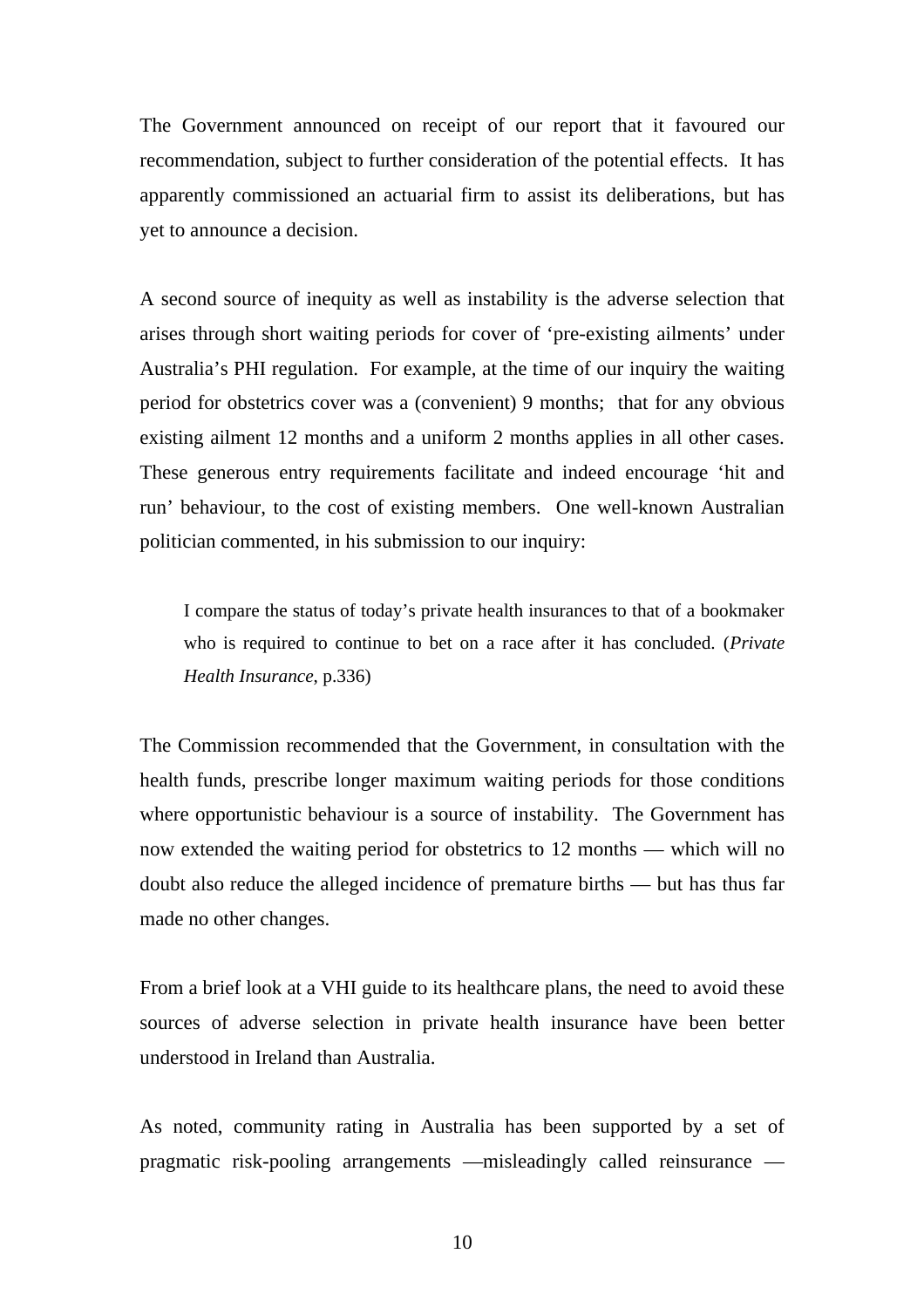The Government announced on receipt of our report that it favoured our recommendation, subject to further consideration of the potential effects. It has apparently commissioned an actuarial firm to assist its deliberations, but has yet to announce a decision.

A second source of inequity as well as instability is the adverse selection that arises through short waiting periods for cover of 'pre-existing ailments' under Australia's PHI regulation. For example, at the time of our inquiry the waiting period for obstetrics cover was a (convenient) 9 months; that for any obvious existing ailment 12 months and a uniform 2 months applies in all other cases. These generous entry requirements facilitate and indeed encourage 'hit and run' behaviour, to the cost of existing members. One well-known Australian politician commented, in his submission to our inquiry:

> I compare the status of today's private health insurances to that of a bookmaker who is required to continue to bet on a race after it has concluded. (*Private Health Insurance*, p.336)

The Commission recommended that the Government, in consultation with the health funds, prescribe longer maximum waiting periods for those conditions where opportunistic behaviour is a source of instability. The Government has now extended the waiting period for obstetrics to 12 months — which will no doubt also reduce the alleged incidence of premature births — but has thus far made no other changes.

From a brief look at a VHI guide to its healthcare plans, the need to avoid these sources of adverse selection in private health insurance have been better understood in Ireland than Australia.

As noted, community rating in Australia has been supported by a set of pragmatic risk-pooling arrangements —misleadingly called reinsurance —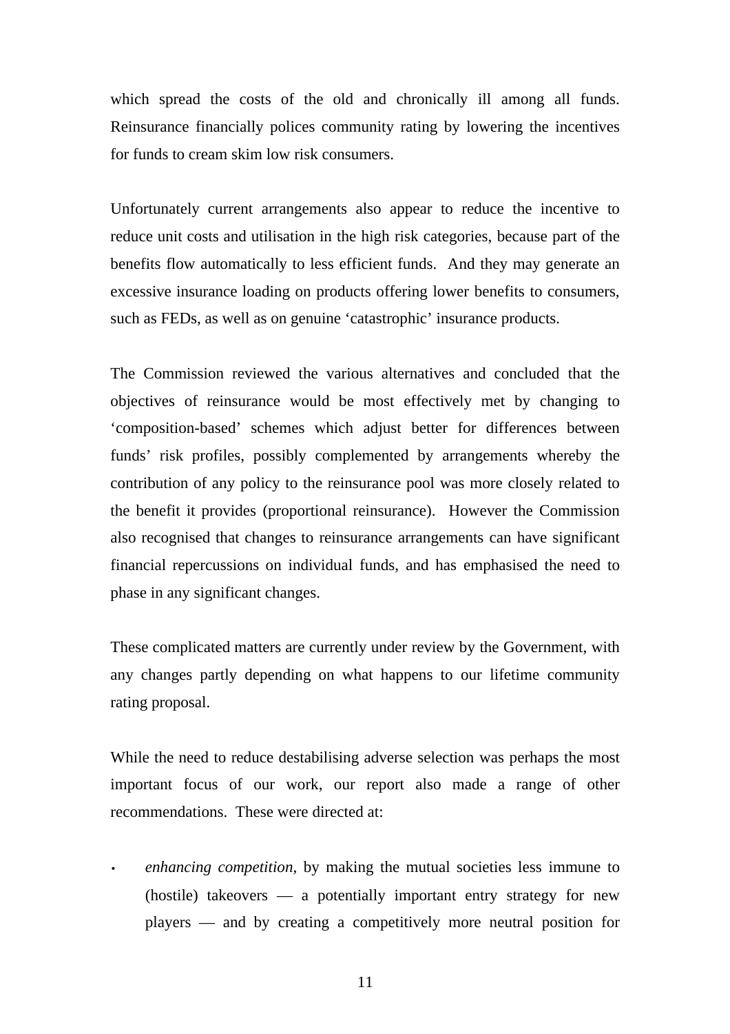which spread the costs of the old and chronically ill among all funds. Reinsurance financially polices community rating by lowering the incentives for funds to cream skim low risk consumers.

Unfortunately current arrangements also appear to reduce the incentive to reduce unit costs and utilisation in the high risk categories, because part of the benefits flow automatically to less efficient funds. And they may generate an excessive insurance loading on products offering lower benefits to consumers, such as FEDs, as well as on genuine 'catastrophic' insurance products.

The Commission reviewed the various alternatives and concluded that the objectives of reinsurance would be most effectively met by changing to 'composition-based' schemes which adjust better for differences between funds' risk profiles, possibly complemented by arrangements whereby the contribution of any policy to the reinsurance pool was more closely related to the benefit it provides (proportional reinsurance). However the Commission also recognised that changes to reinsurance arrangements can have significant financial repercussions on individual funds, and has emphasised the need to phase in any significant changes.

These complicated matters are currently under review by the Government, with any changes partly depending on what happens to our lifetime community rating proposal.

While the need to reduce destabilising adverse selection was perhaps the most important focus of our work, our report also made a range of other recommendations. These were directed at:

- *enhancing competition*, by making the mutual societies less immune to (hostile) takeovers — a potentially important entry strategy for new players — and by creating a competitively more neutral position for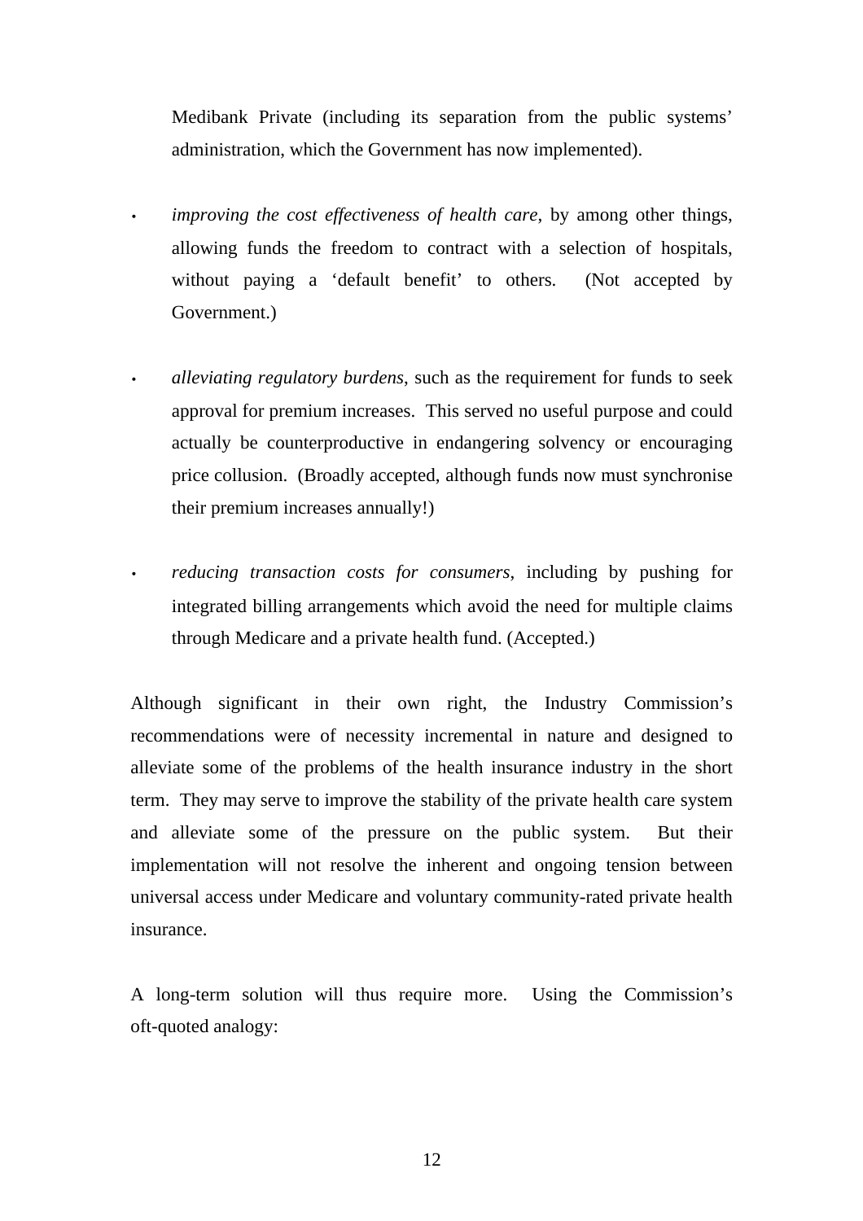Medibank Private (including its separation from the public systems' administration, which the Government has now implemented).

- *improving the cost effectiveness of health care*, by among other things, allowing funds the freedom to contract with a selection of hospitals, without paying a 'default benefit' to others. (Not accepted by Government.)

- *alleviating regulatory burdens*, such as the requirement for funds to seek approval for premium increases. This served no useful purpose and could actually be counterproductive in endangering solvency or encouraging price collusion. (Broadly accepted, although funds now must synchronise their premium increases annually!)

- *reducing transaction costs for consumers*, including by pushing for integrated billing arrangements which avoid the need for multiple claims through Medicare and a private health fund. (Accepted.)

Although significant in their own right, the Industry Commission's recommendations were of necessity incremental in nature and designed to alleviate some of the problems of the health insurance industry in the short term. They may serve to improve the stability of the private health care system and alleviate some of the pressure on the public system. But their implementation will not resolve the inherent and ongoing tension between universal access under Medicare and voluntary community-rated private health insurance.

A long-term solution will thus require more. Using the Commission's oft-quoted analogy: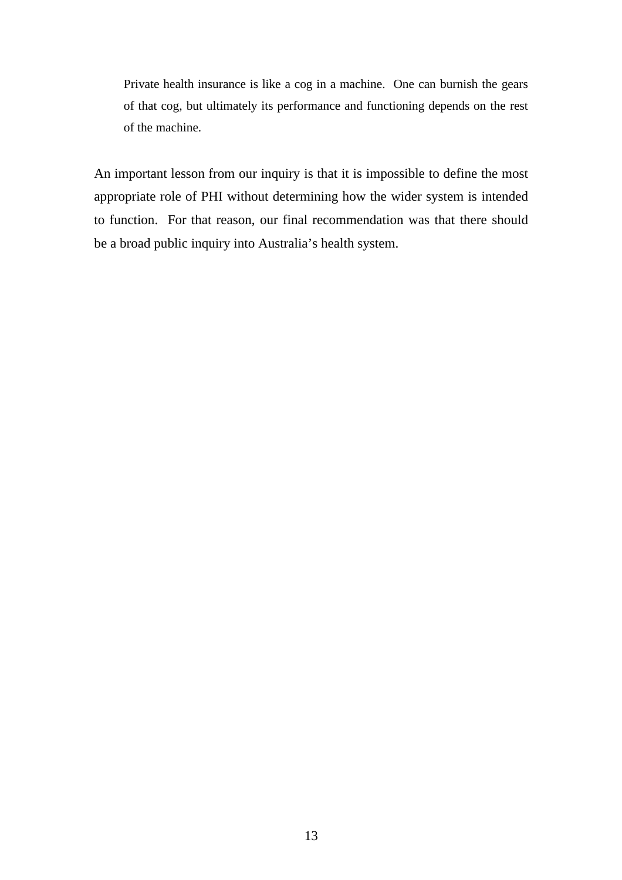> Private health insurance is like a cog in a machine. One can burnish the gears of that cog, but ultimately its performance and functioning depends on the rest of the machine.

An important lesson from our inquiry is that it is impossible to define the most appropriate role of PHI without determining how the wider system is intended to function. For that reason, our final recommendation was that there should be a broad public inquiry into Australia's health system.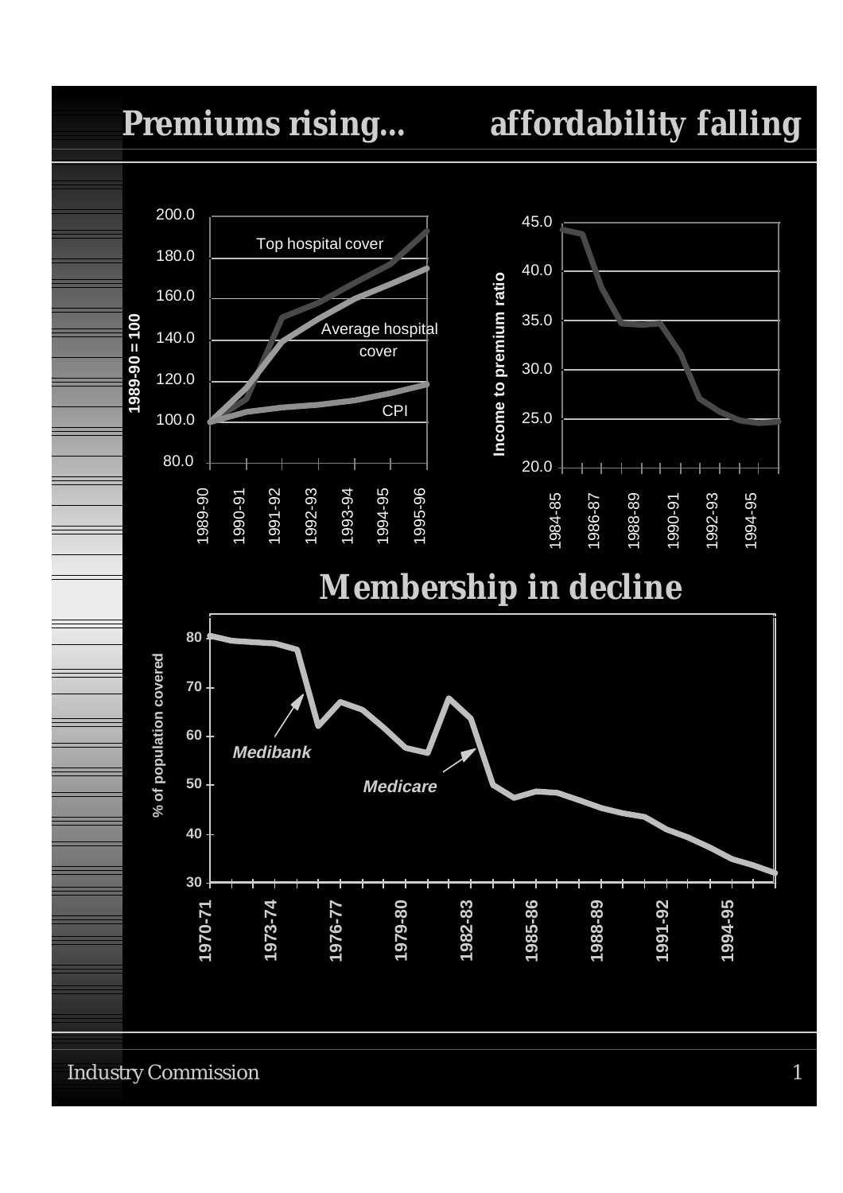# Premiums rising... affordability falling

Top hospital cover

Average hospital cover

CPI

1989-90 = 100

Income to premium ratio

# Membership in decline

% of population covered

*Medibank*

*Medicare*

Industry Commission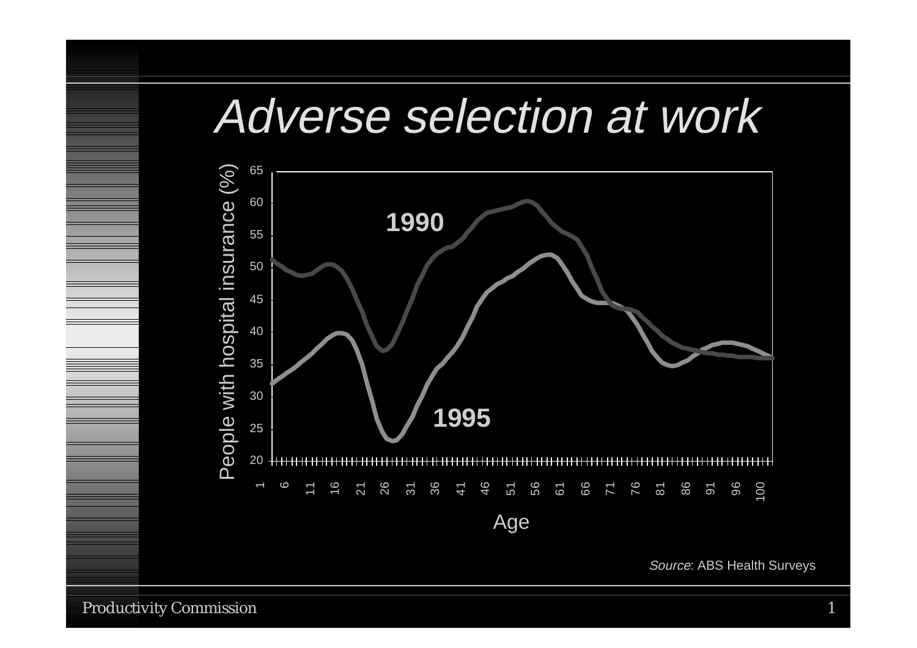# Adverse selection at work

People with hospital insurance (%)

1990

1995

Age

*Source*: ABS Health Surveys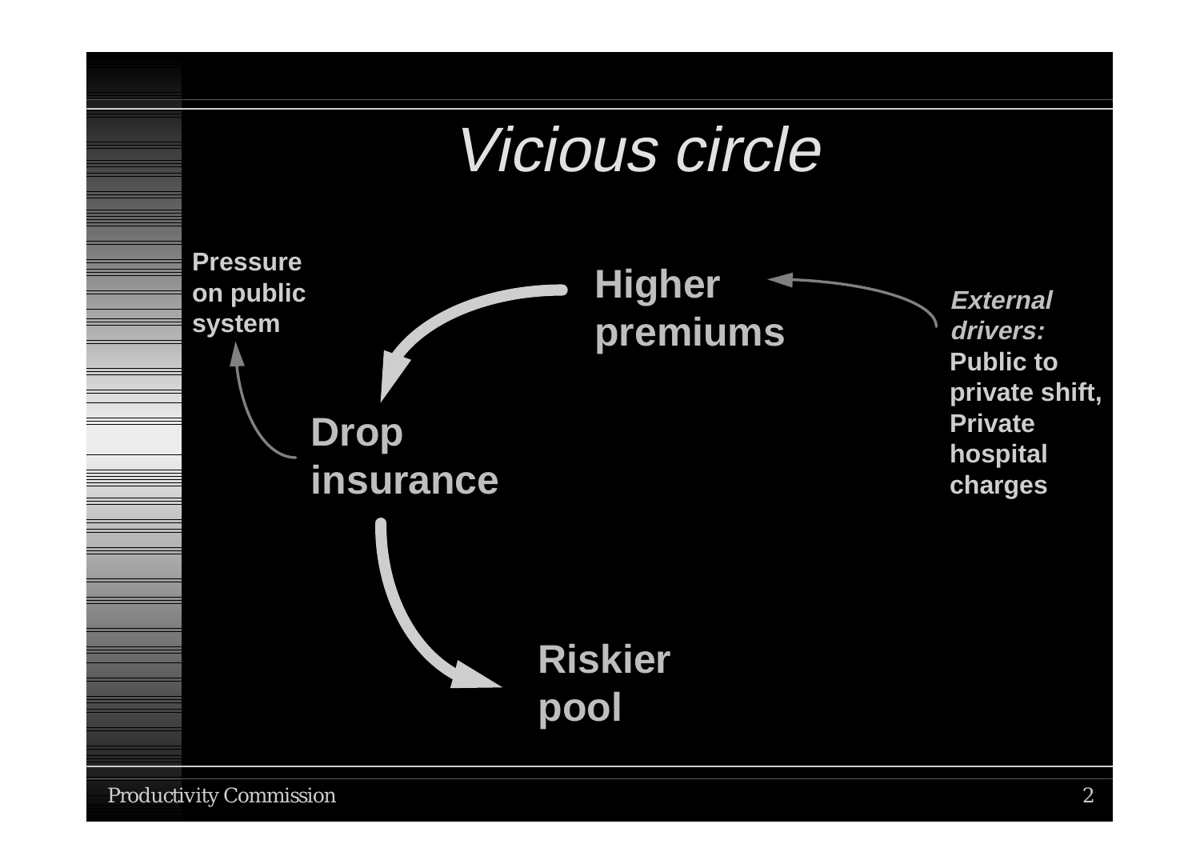# Vicious circle

Pressure on public system

Higher premiums

*External drivers:*
Public to private shift,
Private hospital charges

Drop insurance

Riskier pool